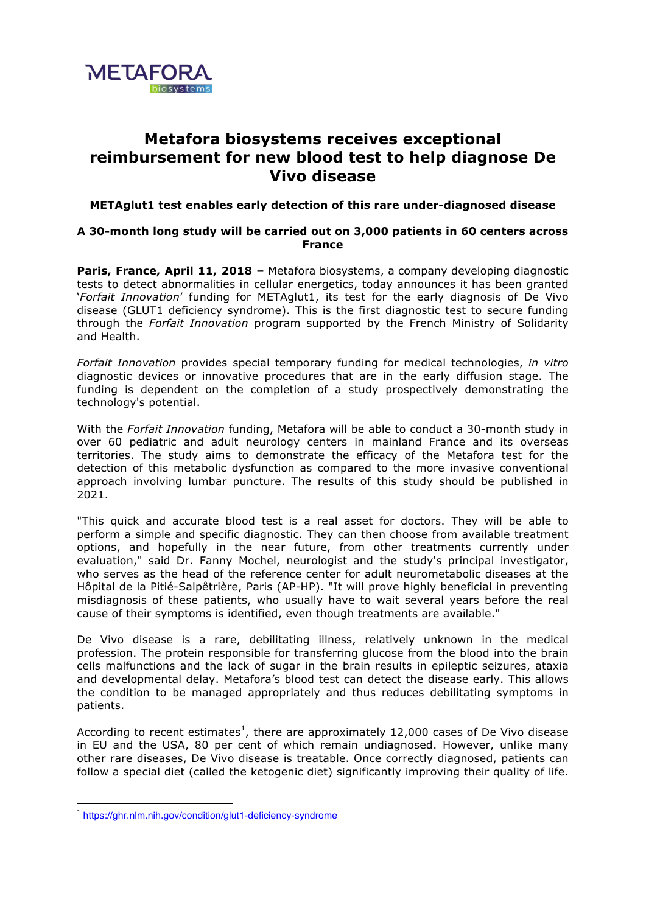METAFORA biosystems

# Metafora biosystems receives exceptional reimbursement for new blood test to help diagnose De Vivo disease

### METAglut1 test enables early detection of this rare under-diagnosed disease

### A 30-month long study will be carried out on 3,000 patients in 60 centers across France

**Paris, France, April 11, 2018 –** Metafora biosystems, a company developing diagnostic tests to detect abnormalities in cellular energetics, today announces it has been granted '*Forfait Innovation*' funding for METAglut1, its test for the early diagnosis of De Vivo disease (GLUT1 deficiency syndrome). This is the first diagnostic test to secure funding through the *Forfait Innovation* program supported by the French Ministry of Solidarity and Health.

*Forfait Innovation* provides special temporary funding for medical technologies, *in vitro* diagnostic devices or innovative procedures that are in the early diffusion stage. The funding is dependent on the completion of a study prospectively demonstrating the technology's potential.

With the *Forfait Innovation* funding, Metafora will be able to conduct a 30-month study in over 60 pediatric and adult neurology centers in mainland France and its overseas territories. The study aims to demonstrate the efficacy of the Metafora test for the detection of this metabolic dysfunction as compared to the more invasive conventional approach involving lumbar puncture. The results of this study should be published in 2021.

"This quick and accurate blood test is a real asset for doctors. They will be able to perform a simple and specific diagnostic. They can then choose from available treatment options, and hopefully in the near future, from other treatments currently under evaluation," said Dr. Fanny Mochel, neurologist and the study's principal investigator, who serves as the head of the reference center for adult neurometabolic diseases at the Hôpital de la Pitié-Salpêtrière, Paris (AP-HP). "It will prove highly beneficial in preventing misdiagnosis of these patients, who usually have to wait several years before the real cause of their symptoms is identified, even though treatments are available."

De Vivo disease is a rare, debilitating illness, relatively unknown in the medical profession. The protein responsible for transferring glucose from the blood into the brain cells malfunctions and the lack of sugar in the brain results in epileptic seizures, ataxia and developmental delay. Metafora's blood test can detect the disease early. This allows the condition to be managed appropriately and thus reduces debilitating symptoms in patients.

According to recent estimates[1], there are approximately 12,000 cases of De Vivo disease in EU and the USA, 80 per cent of which remain undiagnosed. However, unlike many other rare diseases, De Vivo disease is treatable. Once correctly diagnosed, patients can follow a special diet (called the ketogenic diet) significantly improving their quality of life.

---

[1] https://ghr.nlm.nih.gov/condition/glut1-deficiency-syndrome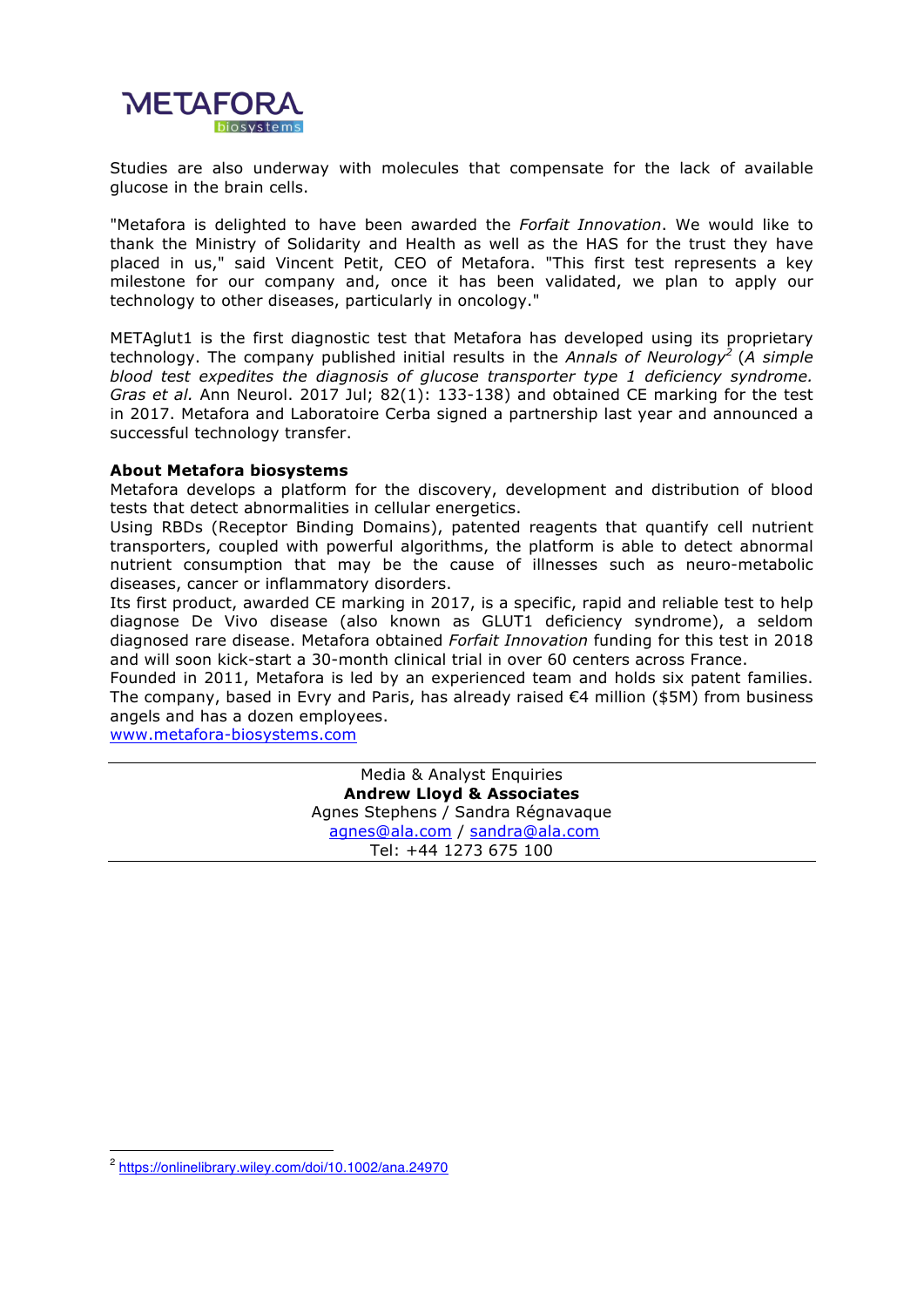Studies are also underway with molecules that compensate for the lack of available glucose in the brain cells.

"Metafora is delighted to have been awarded the *Forfait Innovation*. We would like to thank the Ministry of Solidarity and Health as well as the HAS for the trust they have placed in us," said Vincent Petit, CEO of Metafora. "This first test represents a key milestone for our company and, once it has been validated, we plan to apply our technology to other diseases, particularly in oncology."

METAglut1 is the first diagnostic test that Metafora has developed using its proprietary technology. The company published initial results in the *Annals of Neurology*[2] (*A simple blood test expedites the diagnosis of glucose transporter type 1 deficiency syndrome. Gras et al.* Ann Neurol. 2017 Jul; 82(1): 133-138) and obtained CE marking for the test in 2017. Metafora and Laboratoire Cerba signed a partnership last year and announced a successful technology transfer.

**About Metafora biosystems**

Metafora develops a platform for the discovery, development and distribution of blood tests that detect abnormalities in cellular energetics.

Using RBDs (Receptor Binding Domains), patented reagents that quantify cell nutrient transporters, coupled with powerful algorithms, the platform is able to detect abnormal nutrient consumption that may be the cause of illnesses such as neuro-metabolic diseases, cancer or inflammatory disorders.

Its first product, awarded CE marking in 2017, is a specific, rapid and reliable test to help diagnose De Vivo disease (also known as GLUT1 deficiency syndrome), a seldom diagnosed rare disease. Metafora obtained *Forfait Innovation* funding for this test in 2018 and will soon kick-start a 30-month clinical trial in over 60 centers across France.

Founded in 2011, Metafora is led by an experienced team and holds six patent families. The company, based in Evry and Paris, has already raised €4 million ($5M) from business angels and has a dozen employees.

[www.metafora-biosystems.com](http://www.metafora-biosystems.com)

---

Media & Analyst Enquiries
**Andrew Lloyd & Associates**
Agnes Stephens / Sandra Régnavaque
[agnes@ala.com](mailto:agnes@ala.com) / [sandra@ala.com](mailto:sandra@ala.com)
Tel: +44 1273 675 100

---

[2] https://onlinelibrary.wiley.com/doi/10.1002/ana.24970